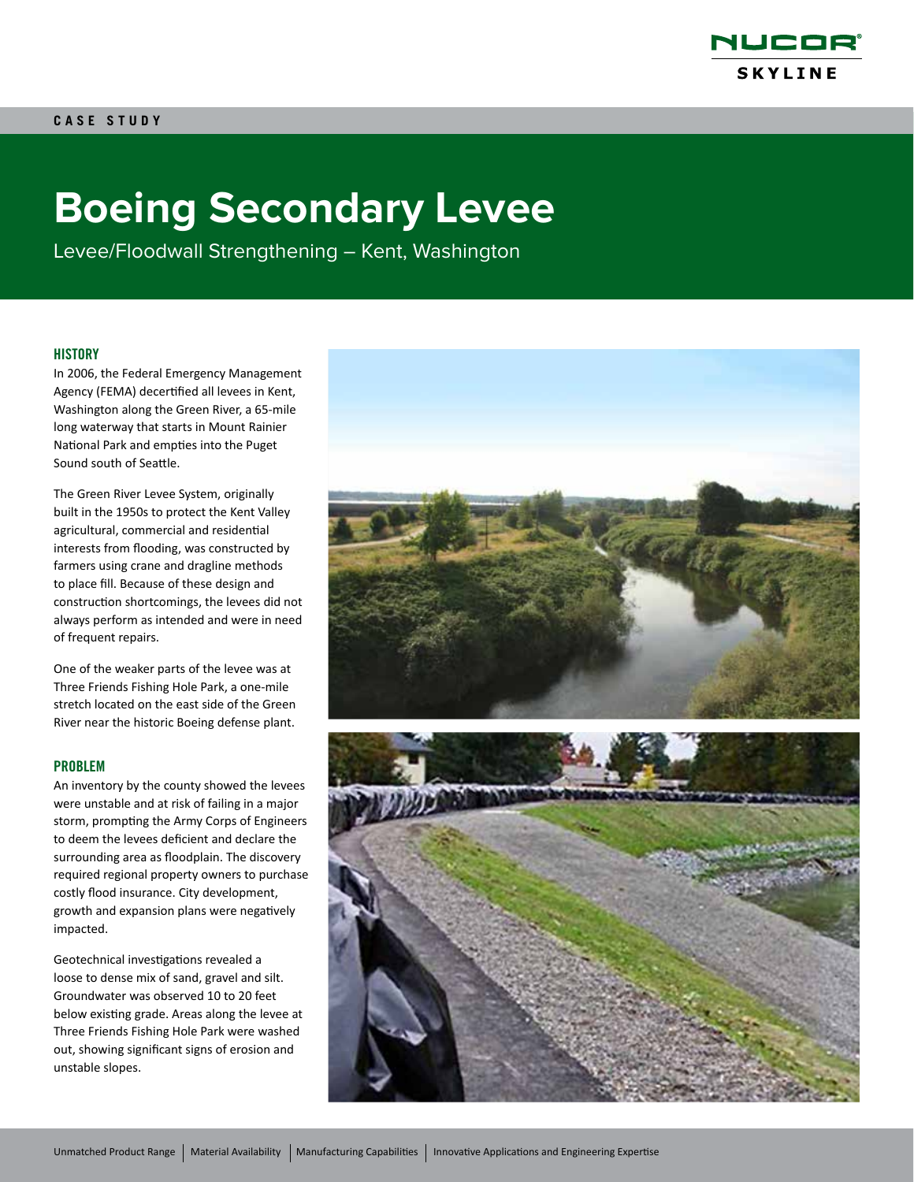NUCOR SKYLINE

CASE STUDY

# Boeing Secondary Levee

Levee/Floodwall Strengthening – Kent, Washington

## HISTORY

In 2006, the Federal Emergency Management Agency (FEMA) decertified all levees in Kent, Washington along the Green River, a 65-mile long waterway that starts in Mount Rainier National Park and empties into the Puget Sound south of Seattle.

The Green River Levee System, originally built in the 1950s to protect the Kent Valley agricultural, commercial and residential interests from flooding, was constructed by farmers using crane and dragline methods to place fill. Because of these design and construction shortcomings, the levees did not always perform as intended and were in need of frequent repairs.

One of the weaker parts of the levee was at Three Friends Fishing Hole Park, a one-mile stretch located on the east side of the Green River near the historic Boeing defense plant.

## PROBLEM

An inventory by the county showed the levees were unstable and at risk of failing in a major storm, prompting the Army Corps of Engineers to deem the levees deficient and declare the surrounding area as floodplain. The discovery required regional property owners to purchase costly flood insurance. City development, growth and expansion plans were negatively impacted.

Geotechnical investigations revealed a loose to dense mix of sand, gravel and silt. Groundwater was observed 10 to 20 feet below existing grade. Areas along the levee at Three Friends Fishing Hole Park were washed out, showing significant signs of erosion and unstable slopes.

Unmatched Product Range | Material Availability | Manufacturing Capabilities | Innovative Applications and Engineering Expertise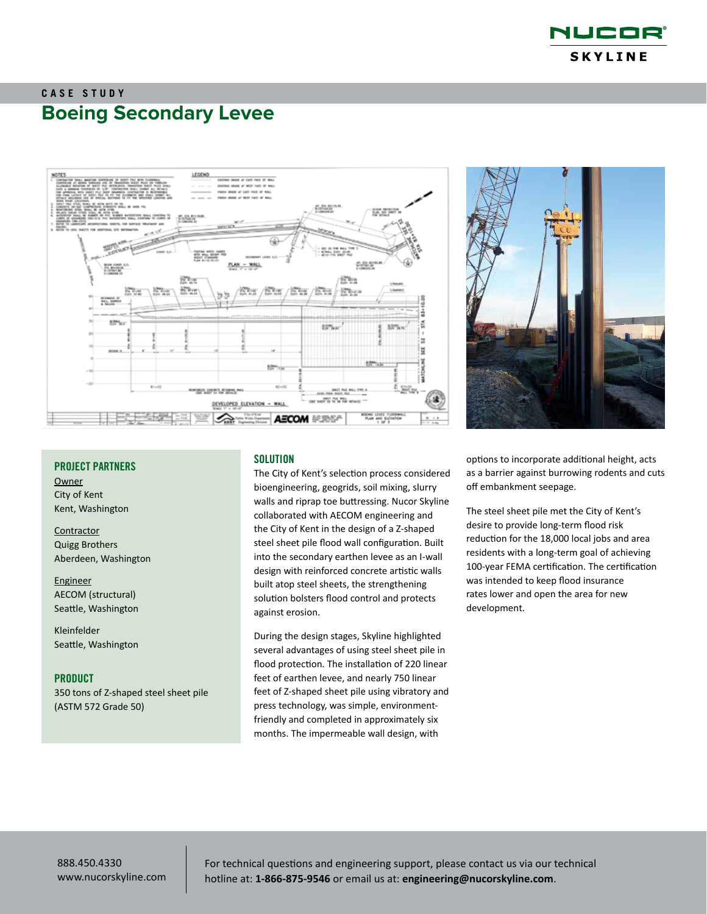CASE STUDY

# Boeing Secondary Levee

### PROJECT PARTNERS

Owner
City of Kent
Kent, Washington

Contractor
Quigg Brothers
Aberdeen, Washington

Engineer
AECOM (structural)
Seattle, Washington

Kleinfelder
Seattle, Washington

### PRODUCT

350 tons of Z-shaped steel sheet pile (ASTM 572 Grade 50)

### SOLUTION

The City of Kent's selection process considered bioengineering, geogrids, soil mixing, slurry walls and riprap toe buttressing. Nucor Skyline collaborated with AECOM engineering and the City of Kent in the design of a Z-shaped steel sheet pile flood wall configuration. Built into the secondary earthen levee as an I-wall design with reinforced concrete artistic walls built atop steel sheets, the strengthening solution bolsters flood control and protects against erosion.

During the design stages, Skyline highlighted several advantages of using steel sheet pile in flood protection. The installation of 220 linear feet of earthen levee, and nearly 750 linear feet of Z-shaped sheet pile using vibratory and press technology, was simple, environment-friendly and completed in approximately six months. The impermeable wall design, with options to incorporate additional height, acts as a barrier against burrowing rodents and cuts off embankment seepage.

The steel sheet pile met the City of Kent's desire to provide long-term flood risk reduction for the 18,000 local jobs and area residents with a long-term goal of achieving 100-year FEMA certification. The certification was intended to keep flood insurance rates lower and open the area for new development.

888.450.4330
www.nucorskyline.com

For technical questions and engineering support, please contact us via our technical hotline at: **1-866-875-9546** or email us at: **engineering@nucorskyline.com**.